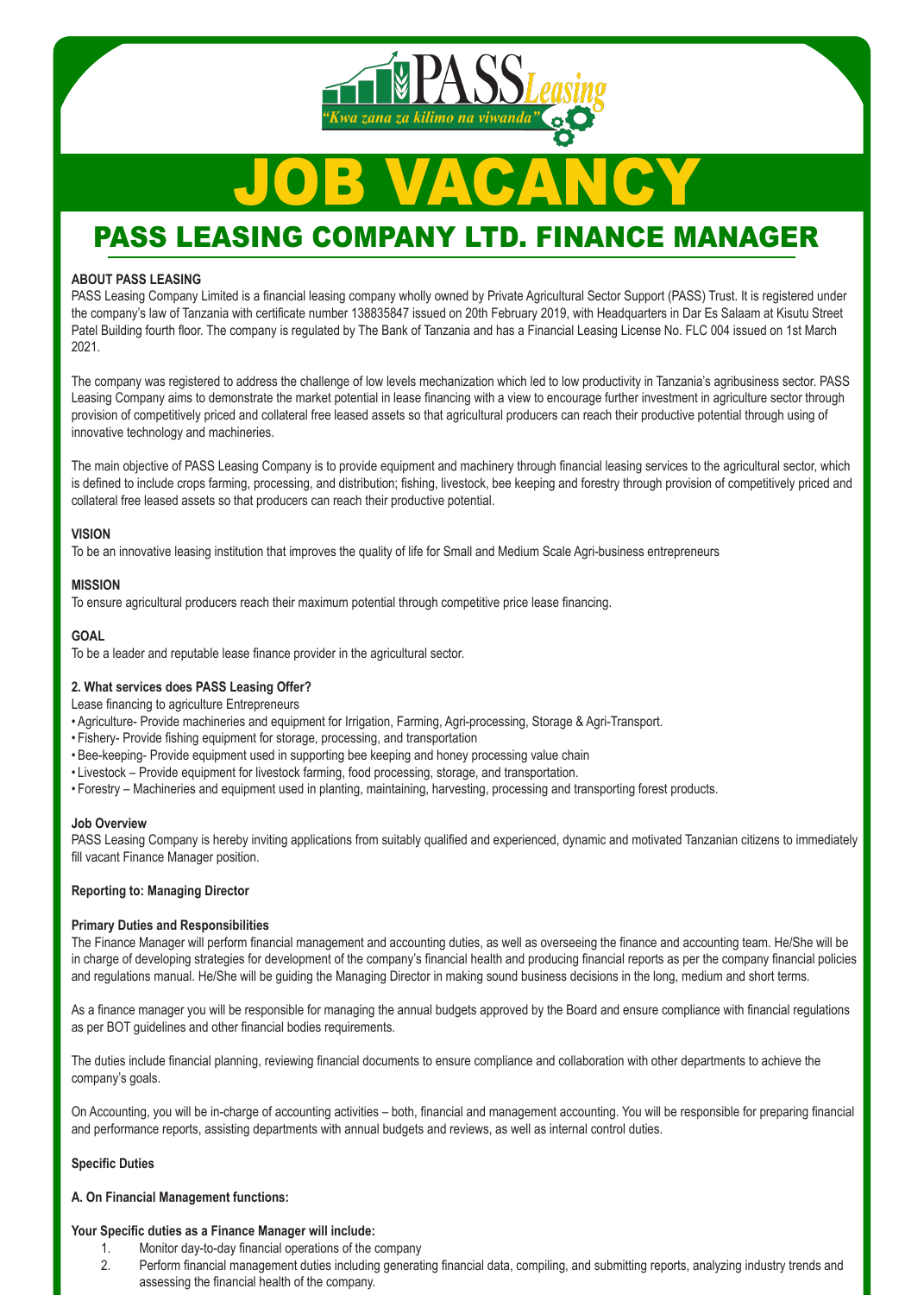PASS Leasing

*"Kwa zana za kilimo na viwanda"*

# JOB VACANCY

## PASS LEASING COMPANY LTD. FINANCE MANAGER

**ABOUT PASS LEASING**

PASS Leasing Company Limited is a financial leasing company wholly owned by Private Agricultural Sector Support (PASS) Trust. It is registered under the company's law of Tanzania with certificate number 138835847 issued on 20th February 2019, with Headquarters in Dar Es Salaam at Kisutu Street Patel Building fourth floor. The company is regulated by The Bank of Tanzania and has a Financial Leasing License No. FLC 004 issued on 1st March 2021.

The company was registered to address the challenge of low levels mechanization which led to low productivity in Tanzania's agribusiness sector. PASS Leasing Company aims to demonstrate the market potential in lease financing with a view to encourage further investment in agriculture sector through provision of competitively priced and collateral free leased assets so that agricultural producers can reach their productive potential through using of innovative technology and machineries.

The main objective of PASS Leasing Company is to provide equipment and machinery through financial leasing services to the agricultural sector, which is defined to include crops farming, processing, and distribution; fishing, livestock, bee keeping and forestry through provision of competitively priced and collateral free leased assets so that producers can reach their productive potential.

**VISION**

To be an innovative leasing institution that improves the quality of life for Small and Medium Scale Agri-business entrepreneurs

**MISSION**

To ensure agricultural producers reach their maximum potential through competitive price lease financing.

**GOAL**

To be a leader and reputable lease finance provider in the agricultural sector.

**2. What services does PASS Leasing Offer?**

Lease financing to agriculture Entrepreneurs

- Agriculture- Provide machineries and equipment for Irrigation, Farming, Agri-processing, Storage & Agri-Transport.
- Fishery- Provide fishing equipment for storage, processing, and transportation
- Bee-keeping- Provide equipment used in supporting bee keeping and honey processing value chain
- Livestock – Provide equipment for livestock farming, food processing, storage, and transportation.
- Forestry – Machineries and equipment used in planting, maintaining, harvesting, processing and transporting forest products.

**Job Overview**

PASS Leasing Company is hereby inviting applications from suitably qualified and experienced, dynamic and motivated Tanzanian citizens to immediately fill vacant Finance Manager position.

**Reporting to: Managing Director**

**Primary Duties and Responsibilities**

The Finance Manager will perform financial management and accounting duties, as well as overseeing the finance and accounting team. He/She will be in charge of developing strategies for development of the company's financial health and producing financial reports as per the company financial policies and regulations manual. He/She will be guiding the Managing Director in making sound business decisions in the long, medium and short terms.

As a finance manager you will be responsible for managing the annual budgets approved by the Board and ensure compliance with financial regulations as per BOT guidelines and other financial bodies requirements.

The duties include financial planning, reviewing financial documents to ensure compliance and collaboration with other departments to achieve the company's goals.

On Accounting, you will be in-charge of accounting activities – both, financial and management accounting. You will be responsible for preparing financial and performance reports, assisting departments with annual budgets and reviews, as well as internal control duties.

**Specific Duties**

**A. On Financial Management functions:**

**Your Specific duties as a Finance Manager will include:**

1. Monitor day-to-day financial operations of the company
2. Perform financial management duties including generating financial data, compiling, and submitting reports, analyzing industry trends and assessing the financial health of the company.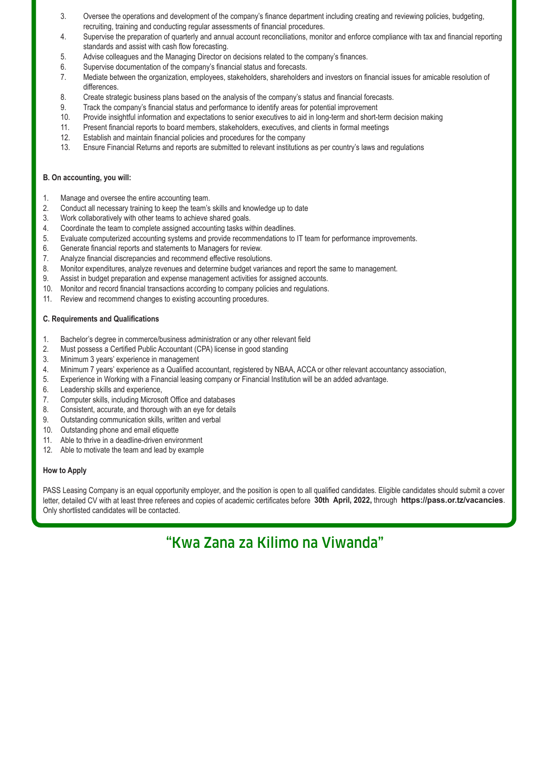3. Oversee the operations and development of the company's finance department including creating and reviewing policies, budgeting, recruiting, training and conducting regular assessments of financial procedures.
4. Supervise the preparation of quarterly and annual account reconciliations, monitor and enforce compliance with tax and financial reporting standards and assist with cash flow forecasting.
5. Advise colleagues and the Managing Director on decisions related to the company's finances.
6. Supervise documentation of the company's financial status and forecasts.
7. Mediate between the organization, employees, stakeholders, shareholders and investors on financial issues for amicable resolution of differences.
8. Create strategic business plans based on the analysis of the company's status and financial forecasts.
9. Track the company's financial status and performance to identify areas for potential improvement
10. Provide insightful information and expectations to senior executives to aid in long-term and short-term decision making
11. Present financial reports to board members, stakeholders, executives, and clients in formal meetings
12. Establish and maintain financial policies and procedures for the company
13. Ensure Financial Returns and reports are submitted to relevant institutions as per country's laws and regulations

**B. On accounting, you will:**

1. Manage and oversee the entire accounting team.
2. Conduct all necessary training to keep the team's skills and knowledge up to date
3. Work collaboratively with other teams to achieve shared goals.
4. Coordinate the team to complete assigned accounting tasks within deadlines.
5. Evaluate computerized accounting systems and provide recommendations to IT team for performance improvements.
6. Generate financial reports and statements to Managers for review.
7. Analyze financial discrepancies and recommend effective resolutions.
8. Monitor expenditures, analyze revenues and determine budget variances and report the same to management.
9. Assist in budget preparation and expense management activities for assigned accounts.
10. Monitor and record financial transactions according to company policies and regulations.
11. Review and recommend changes to existing accounting procedures.

**C. Requirements and Qualifications**

1. Bachelor's degree in commerce/business administration or any other relevant field
2. Must possess a Certified Public Accountant (CPA) license in good standing
3. Minimum 3 years' experience in management
4. Minimum 7 years' experience as a Qualified accountant, registered by NBAA, ACCA or other relevant accountancy association,
5. Experience in Working with a Financial leasing company or Financial Institution will be an added advantage.
6. Leadership skills and experience,
7. Computer skills, including Microsoft Office and databases
8. Consistent, accurate, and thorough with an eye for details
9. Outstanding communication skills, written and verbal
10. Outstanding phone and email etiquette
11. Able to thrive in a deadline-driven environment
12. Able to motivate the team and lead by example

**How to Apply**

PASS Leasing Company is an equal opportunity employer, and the position is open to all qualified candidates. Eligible candidates should submit a cover letter, detailed CV with at least three referees and copies of academic certificates before **30th April, 2022,** through **https://pass.or.tz/vacancies**. Only shortlisted candidates will be contacted.

## "Kwa Zana za Kilimo na Viwanda"